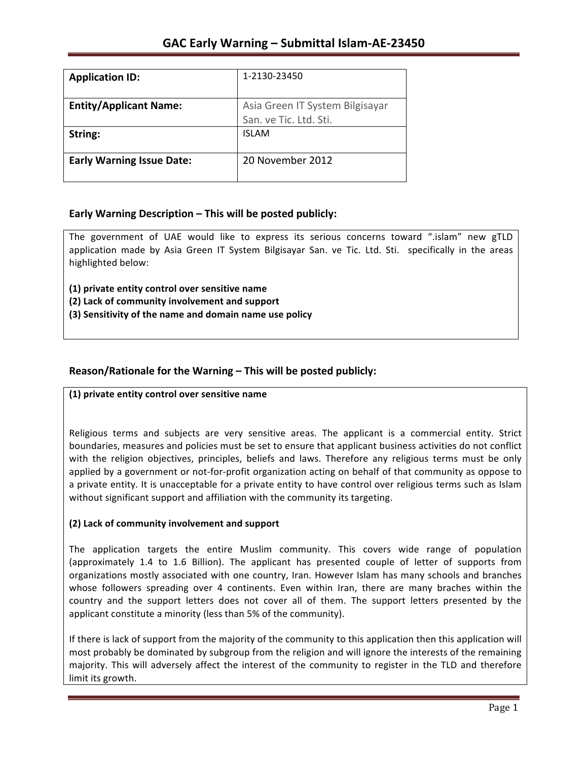# GAC Early Warning – Submittal Islam-AE-23450

| Application ID: | 1-2130-23450 |
|---|---|
| Entity/Applicant Name: | Asia Green IT System Bilgisayar San. ve Tic. Ltd. Sti. |
| String: | ISLAM |
| Early Warning Issue Date: | 20 November 2012 |

## Early Warning Description – This will be posted publicly:

The government of UAE would like to express its serious concerns toward ".islam" new gTLD application made by Asia Green IT System Bilgisayar San. ve Tic. Ltd. Sti. specifically in the areas highlighted below:

**(1) private entity control over sensitive name**
**(2) Lack of community involvement and support**
**(3) Sensitivity of the name and domain name use policy**

## Reason/Rationale for the Warning – This will be posted publicly:

**(1) private entity control over sensitive name**

Religious terms and subjects are very sensitive areas. The applicant is a commercial entity. Strict boundaries, measures and policies must be set to ensure that applicant business activities do not conflict with the religion objectives, principles, beliefs and laws. Therefore any religious terms must be only applied by a government or not-for-profit organization acting on behalf of that community as oppose to a private entity. It is unacceptable for a private entity to have control over religious terms such as Islam without significant support and affiliation with the community its targeting.

**(2) Lack of community involvement and support**

The application targets the entire Muslim community. This covers wide range of population (approximately 1.4 to 1.6 Billion). The applicant has presented couple of letter of supports from organizations mostly associated with one country, Iran. However Islam has many schools and branches whose followers spreading over 4 continents. Even within Iran, there are many braches within the country and the support letters does not cover all of them. The support letters presented by the applicant constitute a minority (less than 5% of the community).

If there is lack of support from the majority of the community to this application then this application will most probably be dominated by subgroup from the religion and will ignore the interests of the remaining majority. This will adversely affect the interest of the community to register in the TLD and therefore limit its growth.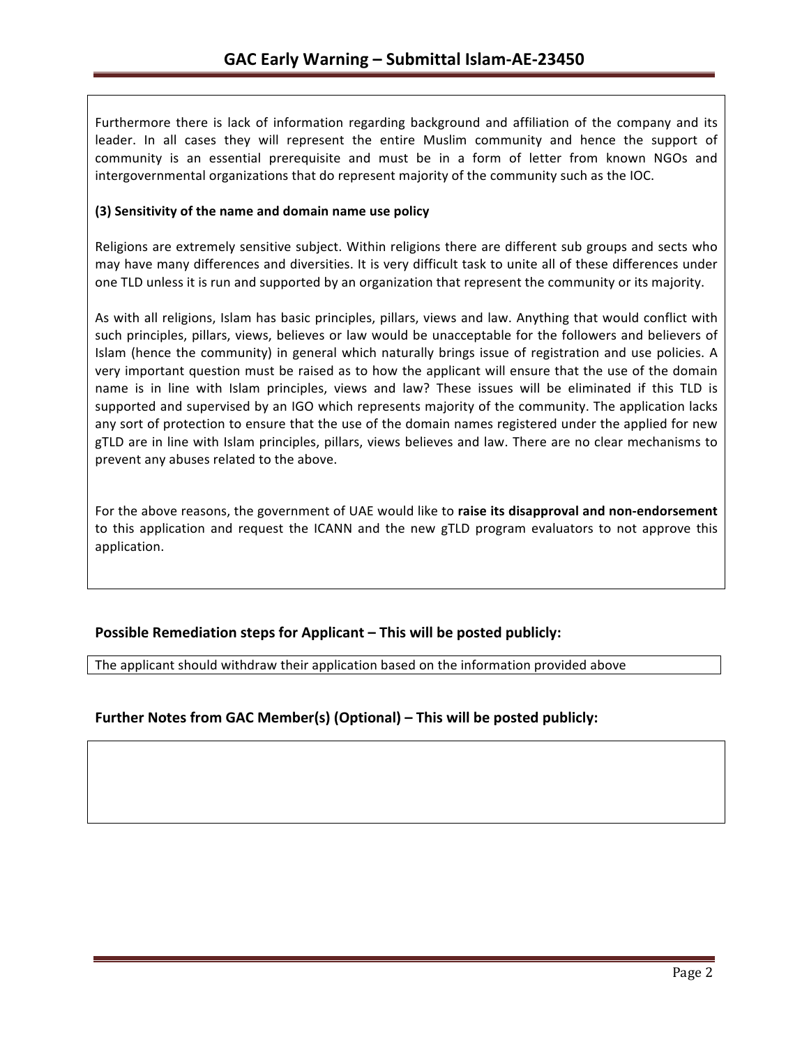Furthermore there is lack of information regarding background and affiliation of the company and its leader. In all cases they will represent the entire Muslim community and hence the support of community is an essential prerequisite and must be in a form of letter from known NGOs and intergovernmental organizations that do represent majority of the community such as the IOC.

**(3) Sensitivity of the name and domain name use policy**

Religions are extremely sensitive subject. Within religions there are different sub groups and sects who may have many differences and diversities. It is very difficult task to unite all of these differences under one TLD unless it is run and supported by an organization that represent the community or its majority.

As with all religions, Islam has basic principles, pillars, views and law. Anything that would conflict with such principles, pillars, views, believes or law would be unacceptable for the followers and believers of Islam (hence the community) in general which naturally brings issue of registration and use policies. A very important question must be raised as to how the applicant will ensure that the use of the domain name is in line with Islam principles, views and law? These issues will be eliminated if this TLD is supported and supervised by an IGO which represents majority of the community. The application lacks any sort of protection to ensure that the use of the domain names registered under the applied for new gTLD are in line with Islam principles, pillars, views believes and law. There are no clear mechanisms to prevent any abuses related to the above.

For the above reasons, the government of UAE would like to **raise its disapproval and non-endorsement** to this application and request the ICANN and the new gTLD program evaluators to not approve this application.

## Possible Remediation steps for Applicant – This will be posted publicly:

The applicant should withdraw their application based on the information provided above

## Further Notes from GAC Member(s) (Optional) – This will be posted publicly: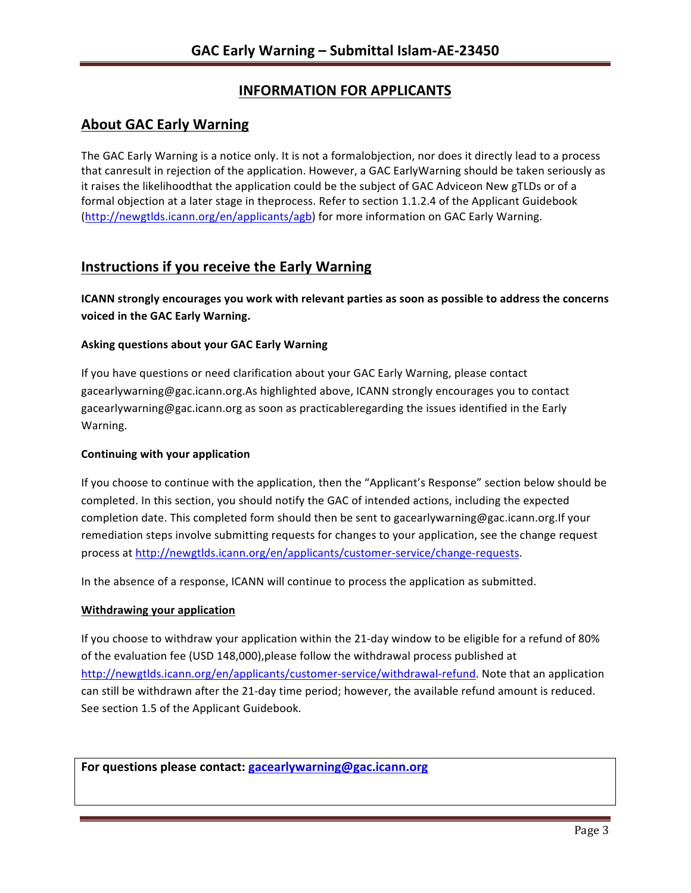# INFORMATION FOR APPLICANTS

## About GAC Early Warning

The GAC Early Warning is a notice only. It is not a formalobjection, nor does it directly lead to a process that canresult in rejection of the application. However, a GAC EarlyWarning should be taken seriously as it raises the likelihoodthat the application could be the subject of GAC Adviceon New gTLDs or of a formal objection at a later stage in theprocess. Refer to section 1.1.2.4 of the Applicant Guidebook (http://newgtlds.icann.org/en/applicants/agb) for more information on GAC Early Warning.

## Instructions if you receive the Early Warning

**ICANN strongly encourages you work with relevant parties as soon as possible to address the concerns voiced in the GAC Early Warning.**

### Asking questions about your GAC Early Warning

If you have questions or need clarification about your GAC Early Warning, please contact gacearlywarning@gac.icann.org.As highlighted above, ICANN strongly encourages you to contact gacearlywarning@gac.icann.org as soon as practicableregarding the issues identified in the Early Warning.

### Continuing with your application

If you choose to continue with the application, then the "Applicant's Response" section below should be completed. In this section, you should notify the GAC of intended actions, including the expected completion date. This completed form should then be sent to gacearlywarning@gac.icann.org.If your remediation steps involve submitting requests for changes to your application, see the change request process at http://newgtlds.icann.org/en/applicants/customer-service/change-requests.

In the absence of a response, ICANN will continue to process the application as submitted.

### Withdrawing your application

If you choose to withdraw your application within the 21-day window to be eligible for a refund of 80% of the evaluation fee (USD 148,000),please follow the withdrawal process published at http://newgtlds.icann.org/en/applicants/customer-service/withdrawal-refund. Note that an application can still be withdrawn after the 21-day time period; however, the available refund amount is reduced. See section 1.5 of the Applicant Guidebook.

**For questions please contact: gacearlywarning@gac.icann.org**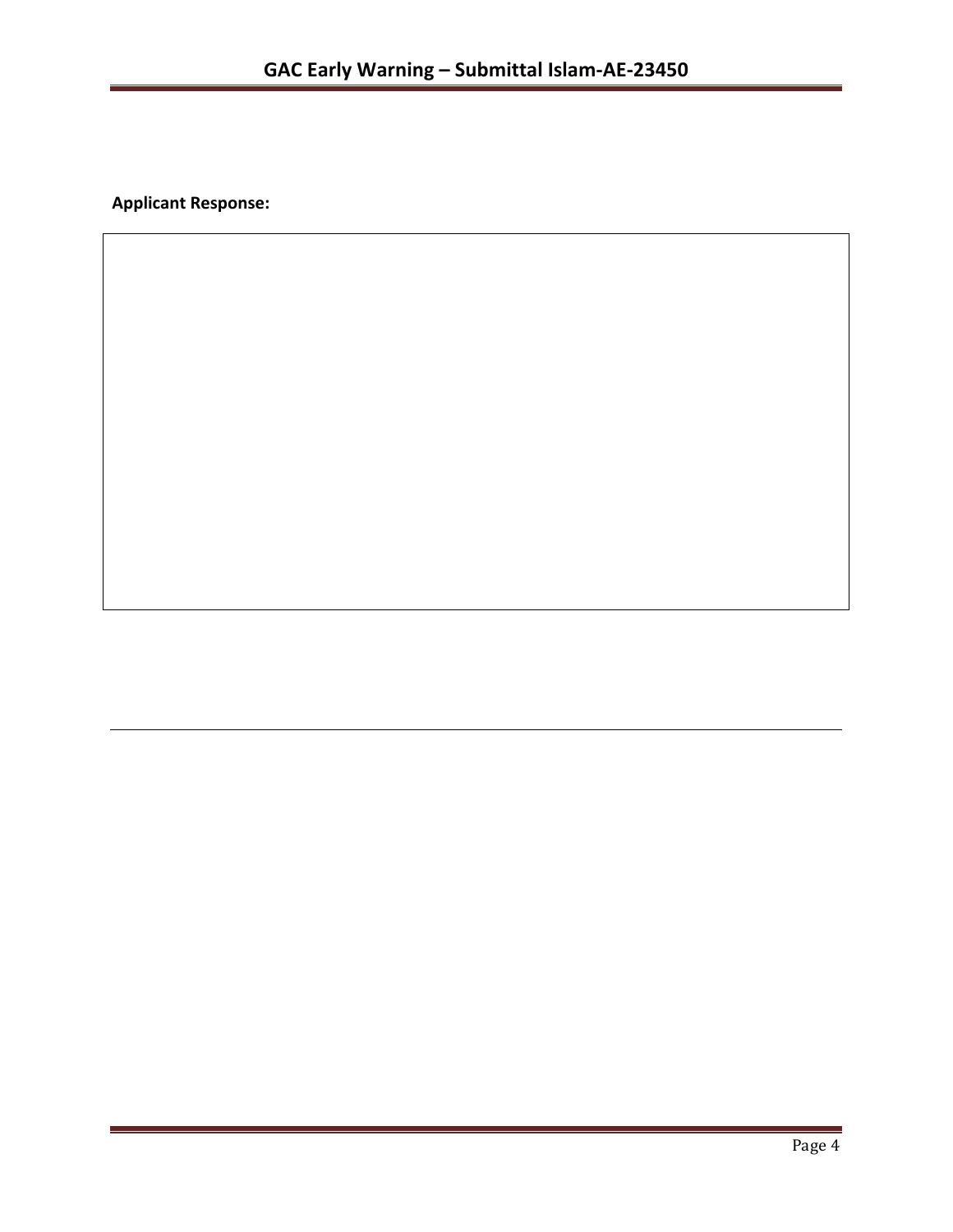**Applicant Response:**